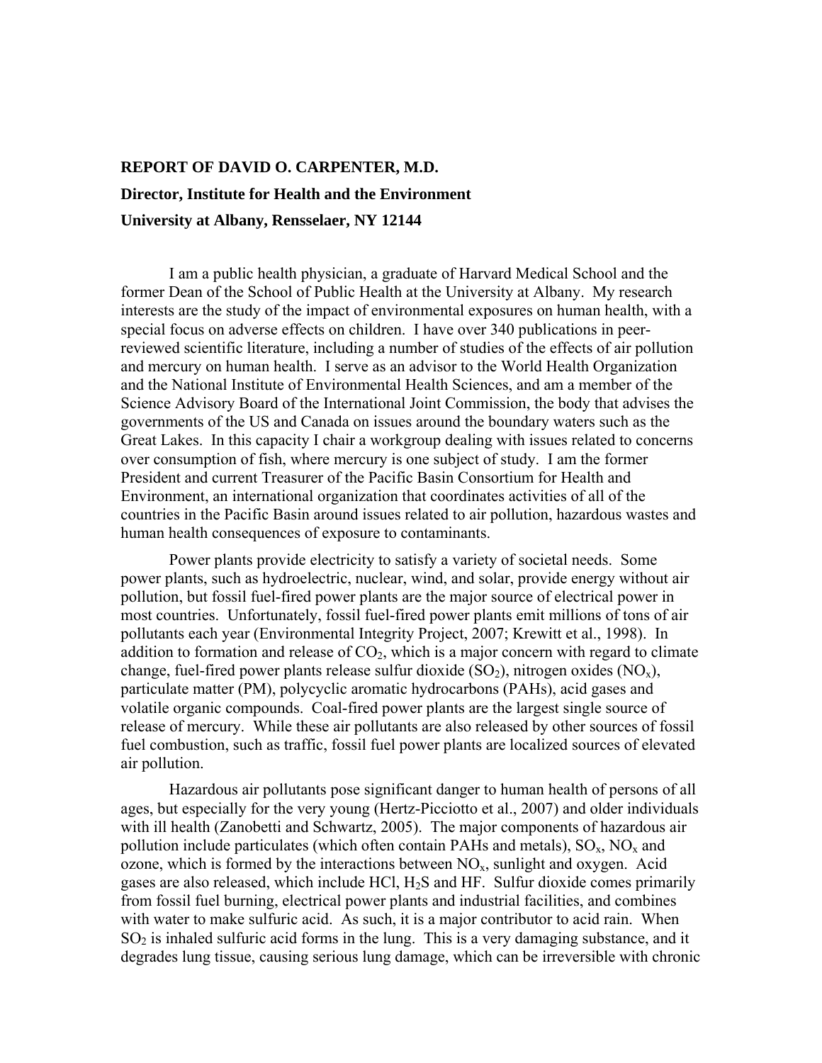**REPORT OF DAVID O. CARPENTER, M.D.**

**Director, Institute for Health and the Environment**

**University at Albany, Rensselaer, NY 12144**

I am a public health physician, a graduate of Harvard Medical School and the former Dean of the School of Public Health at the University at Albany. My research interests are the study of the impact of environmental exposures on human health, with a special focus on adverse effects on children. I have over 340 publications in peer-reviewed scientific literature, including a number of studies of the effects of air pollution and mercury on human health. I serve as an advisor to the World Health Organization and the National Institute of Environmental Health Sciences, and am a member of the Science Advisory Board of the International Joint Commission, the body that advises the governments of the US and Canada on issues around the boundary waters such as the Great Lakes. In this capacity I chair a workgroup dealing with issues related to concerns over consumption of fish, where mercury is one subject of study. I am the former President and current Treasurer of the Pacific Basin Consortium for Health and Environment, an international organization that coordinates activities of all of the countries in the Pacific Basin around issues related to air pollution, hazardous wastes and human health consequences of exposure to contaminants.

Power plants provide electricity to satisfy a variety of societal needs. Some power plants, such as hydroelectric, nuclear, wind, and solar, provide energy without air pollution, but fossil fuel-fired power plants are the major source of electrical power in most countries. Unfortunately, fossil fuel-fired power plants emit millions of tons of air pollutants each year (Environmental Integrity Project, 2007; Krewitt et al., 1998). In addition to formation and release of $CO_2$, which is a major concern with regard to climate change, fuel-fired power plants release sulfur dioxide ($SO_2$), nitrogen oxides ($NO_x$), particulate matter (PM), polycyclic aromatic hydrocarbons (PAHs), acid gases and volatile organic compounds. Coal-fired power plants are the largest single source of release of mercury. While these air pollutants are also released by other sources of fossil fuel combustion, such as traffic, fossil fuel power plants are localized sources of elevated air pollution.

Hazardous air pollutants pose significant danger to human health of persons of all ages, but especially for the very young (Hertz-Picciotto et al., 2007) and older individuals with ill health (Zanobetti and Schwartz, 2005). The major components of hazardous air pollution include particulates (which often contain PAHs and metals), $SO_x$, $NO_x$ and ozone, which is formed by the interactions between $NO_x$, sunlight and oxygen. Acid gases are also released, which include HCl, $H_2S$ and HF. Sulfur dioxide comes primarily from fossil fuel burning, electrical power plants and industrial facilities, and combines with water to make sulfuric acid. As such, it is a major contributor to acid rain. When $SO_2$ is inhaled sulfuric acid forms in the lung. This is a very damaging substance, and it degrades lung tissue, causing serious lung damage, which can be irreversible with chronic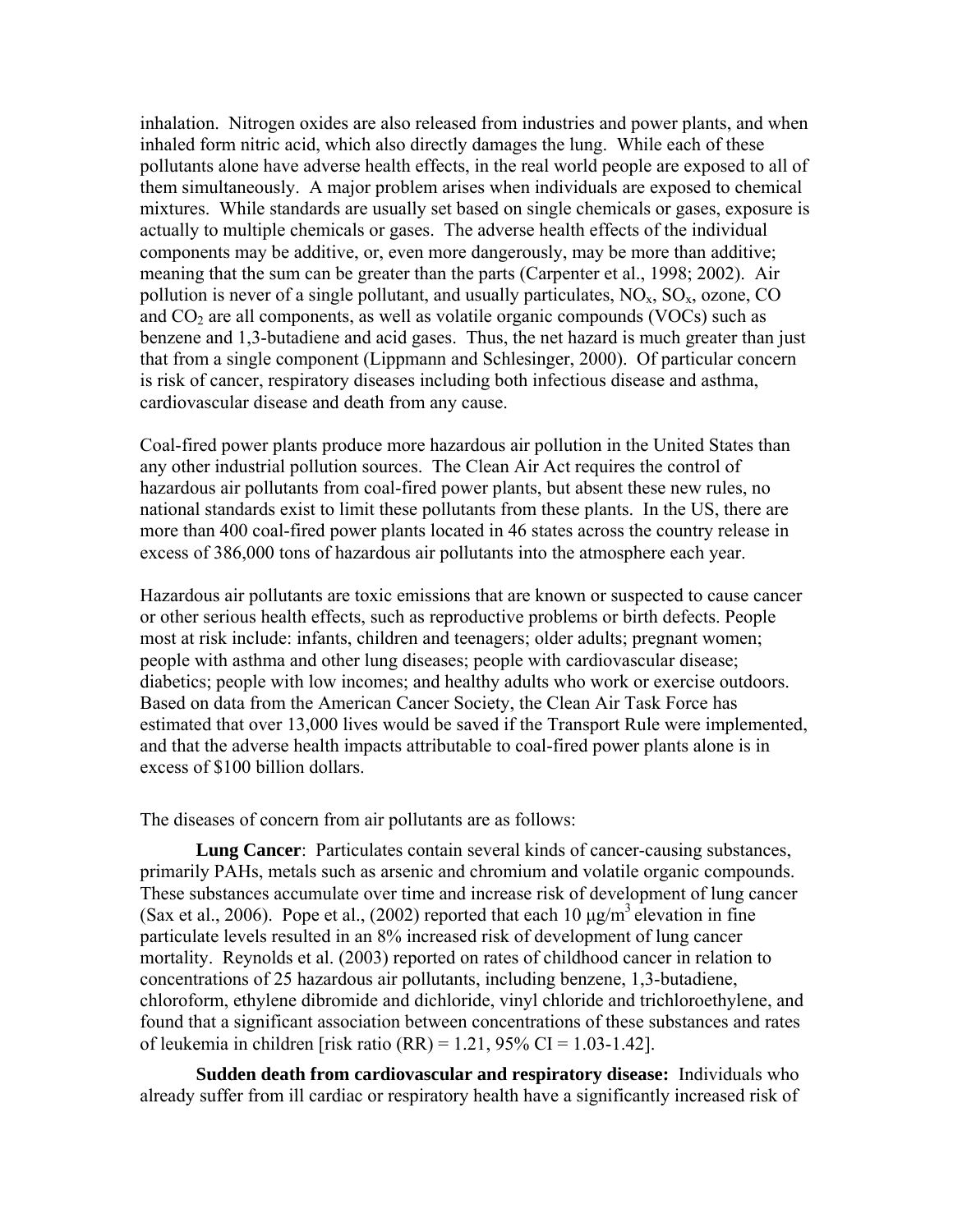inhalation. Nitrogen oxides are also released from industries and power plants, and when inhaled form nitric acid, which also directly damages the lung. While each of these pollutants alone have adverse health effects, in the real world people are exposed to all of them simultaneously. A major problem arises when individuals are exposed to chemical mixtures. While standards are usually set based on single chemicals or gases, exposure is actually to multiple chemicals or gases. The adverse health effects of the individual components may be additive, or, even more dangerously, may be more than additive; meaning that the sum can be greater than the parts (Carpenter et al., 1998; 2002). Air pollution is never of a single pollutant, and usually particulates, $NO_x$, $SO_x$, ozone, CO and $CO_2$ are all components, as well as volatile organic compounds (VOCs) such as benzene and 1,3-butadiene and acid gases. Thus, the net hazard is much greater than just that from a single component (Lippmann and Schlesinger, 2000). Of particular concern is risk of cancer, respiratory diseases including both infectious disease and asthma, cardiovascular disease and death from any cause.

Coal-fired power plants produce more hazardous air pollution in the United States than any other industrial pollution sources. The Clean Air Act requires the control of hazardous air pollutants from coal-fired power plants, but absent these new rules, no national standards exist to limit these pollutants from these plants. In the US, there are more than 400 coal-fired power plants located in 46 states across the country release in excess of 386,000 tons of hazardous air pollutants into the atmosphere each year.

Hazardous air pollutants are toxic emissions that are known or suspected to cause cancer or other serious health effects, such as reproductive problems or birth defects. People most at risk include: infants, children and teenagers; older adults; pregnant women; people with asthma and other lung diseases; people with cardiovascular disease; diabetics; people with low incomes; and healthy adults who work or exercise outdoors. Based on data from the American Cancer Society, the Clean Air Task Force has estimated that over 13,000 lives would be saved if the Transport Rule were implemented, and that the adverse health impacts attributable to coal-fired power plants alone is in excess of $100 billion dollars.

The diseases of concern from air pollutants are as follows:

**Lung Cancer**: Particulates contain several kinds of cancer-causing substances, primarily PAHs, metals such as arsenic and chromium and volatile organic compounds. These substances accumulate over time and increase risk of development of lung cancer (Sax et al., 2006). Pope et al., (2002) reported that each 10 $\mu g/m^3$ elevation in fine particulate levels resulted in an 8% increased risk of development of lung cancer mortality. Reynolds et al. (2003) reported on rates of childhood cancer in relation to concentrations of 25 hazardous air pollutants, including benzene, 1,3-butadiene, chloroform, ethylene dibromide and dichloride, vinyl chloride and trichloroethylene, and found that a significant association between concentrations of these substances and rates of leukemia in children [risk ratio (RR) = 1.21, 95% CI = 1.03-1.42].

**Sudden death from cardiovascular and respiratory disease:** Individuals who already suffer from ill cardiac or respiratory health have a significantly increased risk of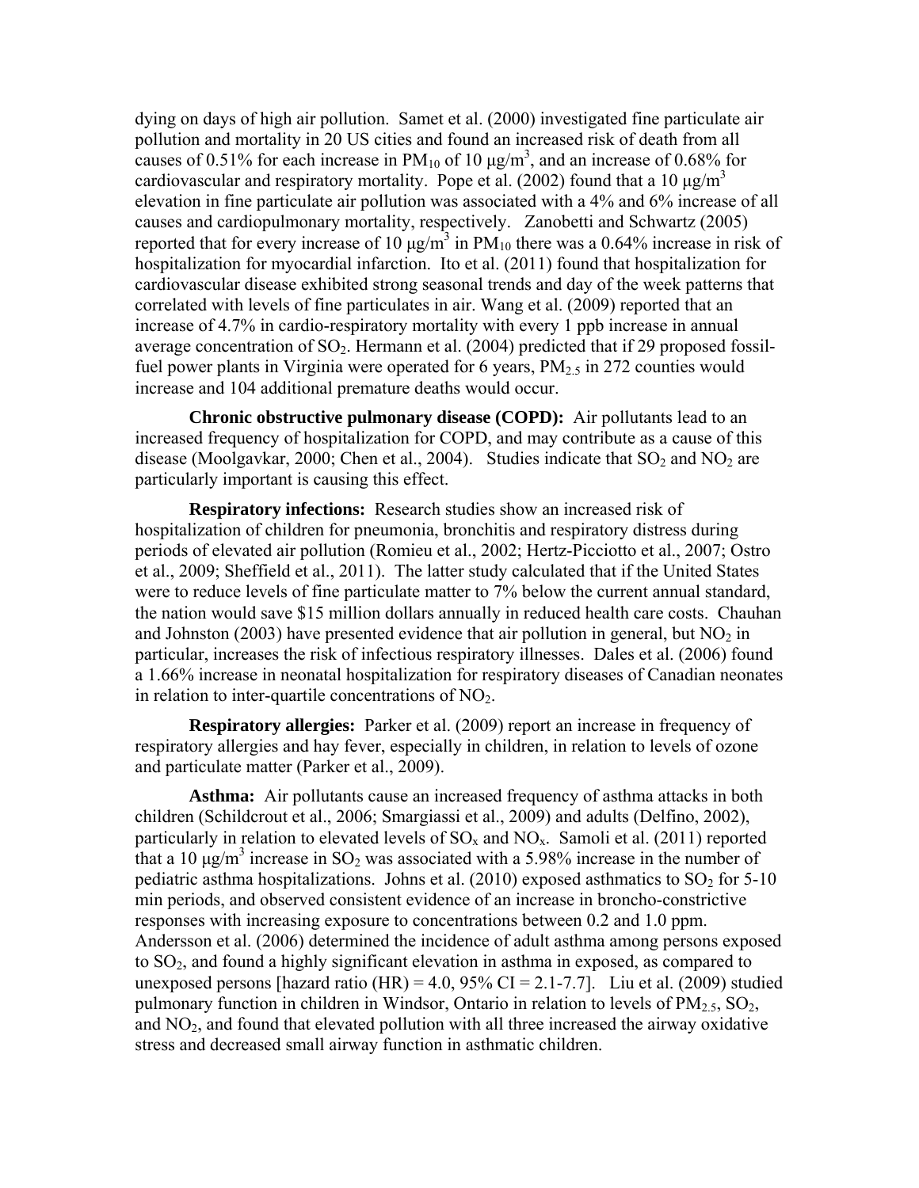dying on days of high air pollution. Samet et al. (2000) investigated fine particulate air pollution and mortality in 20 US cities and found an increased risk of death from all causes of 0.51% for each increase in $PM_{10}$ of 10 $\mu g/m^3$, and an increase of 0.68% for cardiovascular and respiratory mortality. Pope et al. (2002) found that a 10 $\mu g/m^3$ elevation in fine particulate air pollution was associated with a 4% and 6% increase of all causes and cardiopulmonary mortality, respectively. Zanobetti and Schwartz (2005) reported that for every increase of 10 $\mu g/m^3$ in $PM_{10}$ there was a 0.64% increase in risk of hospitalization for myocardial infarction. Ito et al. (2011) found that hospitalization for cardiovascular disease exhibited strong seasonal trends and day of the week patterns that correlated with levels of fine particulates in air. Wang et al. (2009) reported that an increase of 4.7% in cardio-respiratory mortality with every 1 ppb increase in annual average concentration of $SO_2$. Hermann et al. (2004) predicted that if 29 proposed fossil-fuel power plants in Virginia were operated for 6 years, $PM_{2.5}$ in 272 counties would increase and 104 additional premature deaths would occur.

**Chronic obstructive pulmonary disease (COPD):** Air pollutants lead to an increased frequency of hospitalization for COPD, and may contribute as a cause of this disease (Moolgavkar, 2000; Chen et al., 2004). Studies indicate that $SO_2$ and $NO_2$ are particularly important is causing this effect.

**Respiratory infections:** Research studies show an increased risk of hospitalization of children for pneumonia, bronchitis and respiratory distress during periods of elevated air pollution (Romieu et al., 2002; Hertz-Picciotto et al., 2007; Ostro et al., 2009; Sheffield et al., 2011). The latter study calculated that if the United States were to reduce levels of fine particulate matter to 7% below the current annual standard, the nation would save \$15 million dollars annually in reduced health care costs. Chauhan and Johnston (2003) have presented evidence that air pollution in general, but $NO_2$ in particular, increases the risk of infectious respiratory illnesses. Dales et al. (2006) found a 1.66% increase in neonatal hospitalization for respiratory diseases of Canadian neonates in relation to inter-quartile concentrations of $NO_2$.

**Respiratory allergies:** Parker et al. (2009) report an increase in frequency of respiratory allergies and hay fever, especially in children, in relation to levels of ozone and particulate matter (Parker et al., 2009).

**Asthma:** Air pollutants cause an increased frequency of asthma attacks in both children (Schildcrout et al., 2006; Smargiassi et al., 2009) and adults (Delfino, 2002), particularly in relation to elevated levels of $SO_x$ and $NO_x$. Samoli et al. (2011) reported that a 10 $\mu g/m^3$ increase in $SO_2$ was associated with a 5.98% increase in the number of pediatric asthma hospitalizations. Johns et al. (2010) exposed asthmatics to $SO_2$ for 5-10 min periods, and observed consistent evidence of an increase in broncho-constrictive responses with increasing exposure to concentrations between 0.2 and 1.0 ppm. Andersson et al. (2006) determined the incidence of adult asthma among persons exposed to $SO_2$, and found a highly significant elevation in asthma in exposed, as compared to unexposed persons [hazard ratio (HR) = 4.0, 95% CI = 2.1-7.7]. Liu et al. (2009) studied pulmonary function in children in Windsor, Ontario in relation to levels of $PM_{2.5}$, $SO_2$, and $NO_2$, and found that elevated pollution with all three increased the airway oxidative stress and decreased small airway function in asthmatic children.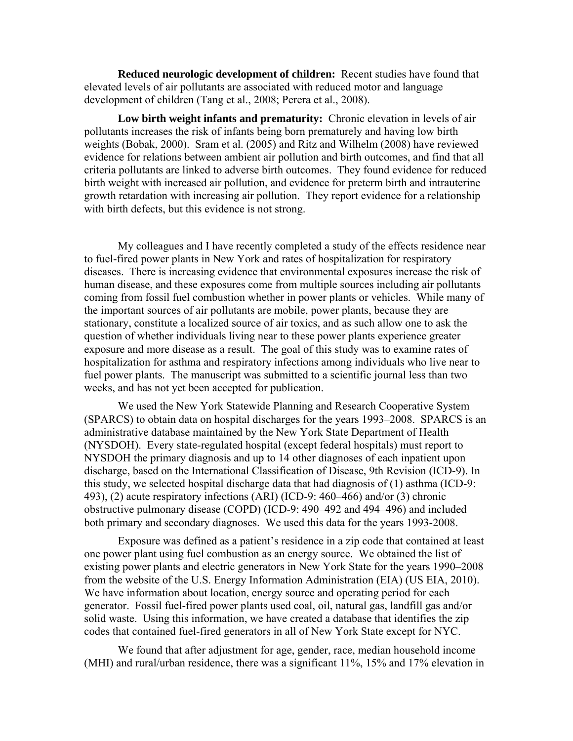**Reduced neurologic development of children:** Recent studies have found that elevated levels of air pollutants are associated with reduced motor and language development of children (Tang et al., 2008; Perera et al., 2008).

**Low birth weight infants and prematurity:** Chronic elevation in levels of air pollutants increases the risk of infants being born prematurely and having low birth weights (Bobak, 2000). Sram et al. (2005) and Ritz and Wilhelm (2008) have reviewed evidence for relations between ambient air pollution and birth outcomes, and find that all criteria pollutants are linked to adverse birth outcomes. They found evidence for reduced birth weight with increased air pollution, and evidence for preterm birth and intrauterine growth retardation with increasing air pollution. They report evidence for a relationship with birth defects, but this evidence is not strong.

My colleagues and I have recently completed a study of the effects residence near to fuel-fired power plants in New York and rates of hospitalization for respiratory diseases. There is increasing evidence that environmental exposures increase the risk of human disease, and these exposures come from multiple sources including air pollutants coming from fossil fuel combustion whether in power plants or vehicles. While many of the important sources of air pollutants are mobile, power plants, because they are stationary, constitute a localized source of air toxics, and as such allow one to ask the question of whether individuals living near to these power plants experience greater exposure and more disease as a result. The goal of this study was to examine rates of hospitalization for asthma and respiratory infections among individuals who live near to fuel power plants. The manuscript was submitted to a scientific journal less than two weeks, and has not yet been accepted for publication.

We used the New York Statewide Planning and Research Cooperative System (SPARCS) to obtain data on hospital discharges for the years 1993–2008. SPARCS is an administrative database maintained by the New York State Department of Health (NYSDOH). Every state-regulated hospital (except federal hospitals) must report to NYSDOH the primary diagnosis and up to 14 other diagnoses of each inpatient upon discharge, based on the International Classification of Disease, 9th Revision (ICD-9). In this study, we selected hospital discharge data that had diagnosis of (1) asthma (ICD-9: 493), (2) acute respiratory infections (ARI) (ICD-9: 460–466) and/or (3) chronic obstructive pulmonary disease (COPD) (ICD-9: 490–492 and 494–496) and included both primary and secondary diagnoses. We used this data for the years 1993-2008.

Exposure was defined as a patient's residence in a zip code that contained at least one power plant using fuel combustion as an energy source. We obtained the list of existing power plants and electric generators in New York State for the years 1990–2008 from the website of the U.S. Energy Information Administration (EIA) (US EIA, 2010). We have information about location, energy source and operating period for each generator. Fossil fuel-fired power plants used coal, oil, natural gas, landfill gas and/or solid waste. Using this information, we have created a database that identifies the zip codes that contained fuel-fired generators in all of New York State except for NYC.

We found that after adjustment for age, gender, race, median household income (MHI) and rural/urban residence, there was a significant 11%, 15% and 17% elevation in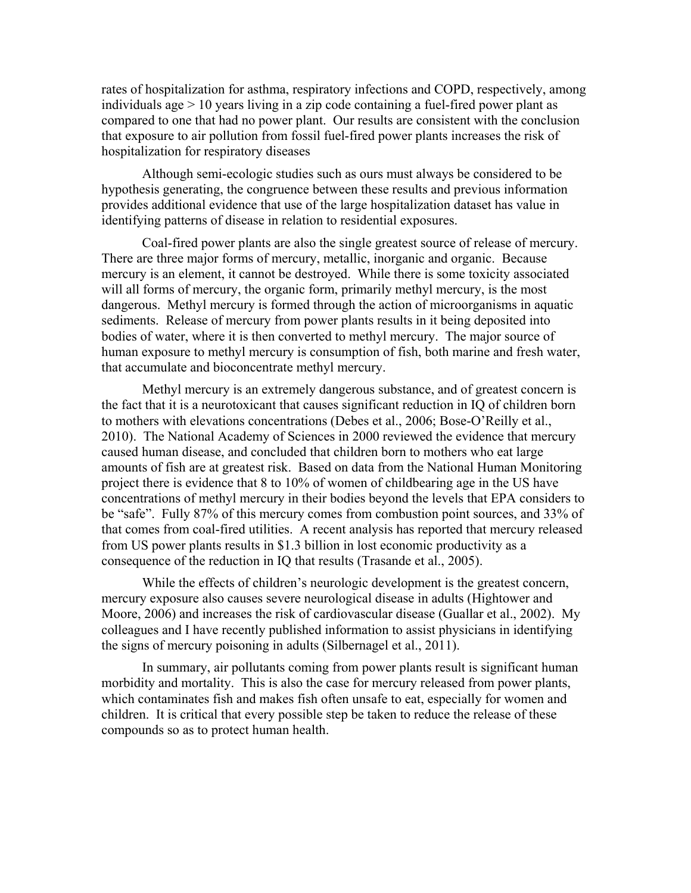rates of hospitalization for asthma, respiratory infections and COPD, respectively, among individuals age > 10 years living in a zip code containing a fuel-fired power plant as compared to one that had no power plant. Our results are consistent with the conclusion that exposure to air pollution from fossil fuel-fired power plants increases the risk of hospitalization for respiratory diseases

Although semi-ecologic studies such as ours must always be considered to be hypothesis generating, the congruence between these results and previous information provides additional evidence that use of the large hospitalization dataset has value in identifying patterns of disease in relation to residential exposures.

Coal-fired power plants are also the single greatest source of release of mercury. There are three major forms of mercury, metallic, inorganic and organic. Because mercury is an element, it cannot be destroyed. While there is some toxicity associated will all forms of mercury, the organic form, primarily methyl mercury, is the most dangerous. Methyl mercury is formed through the action of microorganisms in aquatic sediments. Release of mercury from power plants results in it being deposited into bodies of water, where it is then converted to methyl mercury. The major source of human exposure to methyl mercury is consumption of fish, both marine and fresh water, that accumulate and bioconcentrate methyl mercury.

Methyl mercury is an extremely dangerous substance, and of greatest concern is the fact that it is a neurotoxicant that causes significant reduction in IQ of children born to mothers with elevations concentrations (Debes et al., 2006; Bose-O'Reilly et al., 2010). The National Academy of Sciences in 2000 reviewed the evidence that mercury caused human disease, and concluded that children born to mothers who eat large amounts of fish are at greatest risk. Based on data from the National Human Monitoring project there is evidence that 8 to 10% of women of childbearing age in the US have concentrations of methyl mercury in their bodies beyond the levels that EPA considers to be "safe". Fully 87% of this mercury comes from combustion point sources, and 33% of that comes from coal-fired utilities. A recent analysis has reported that mercury released from US power plants results in $1.3 billion in lost economic productivity as a consequence of the reduction in IQ that results (Trasande et al., 2005).

While the effects of children's neurologic development is the greatest concern, mercury exposure also causes severe neurological disease in adults (Hightower and Moore, 2006) and increases the risk of cardiovascular disease (Guallar et al., 2002). My colleagues and I have recently published information to assist physicians in identifying the signs of mercury poisoning in adults (Silbernagel et al., 2011).

In summary, air pollutants coming from power plants result is significant human morbidity and mortality. This is also the case for mercury released from power plants, which contaminates fish and makes fish often unsafe to eat, especially for women and children. It is critical that every possible step be taken to reduce the release of these compounds so as to protect human health.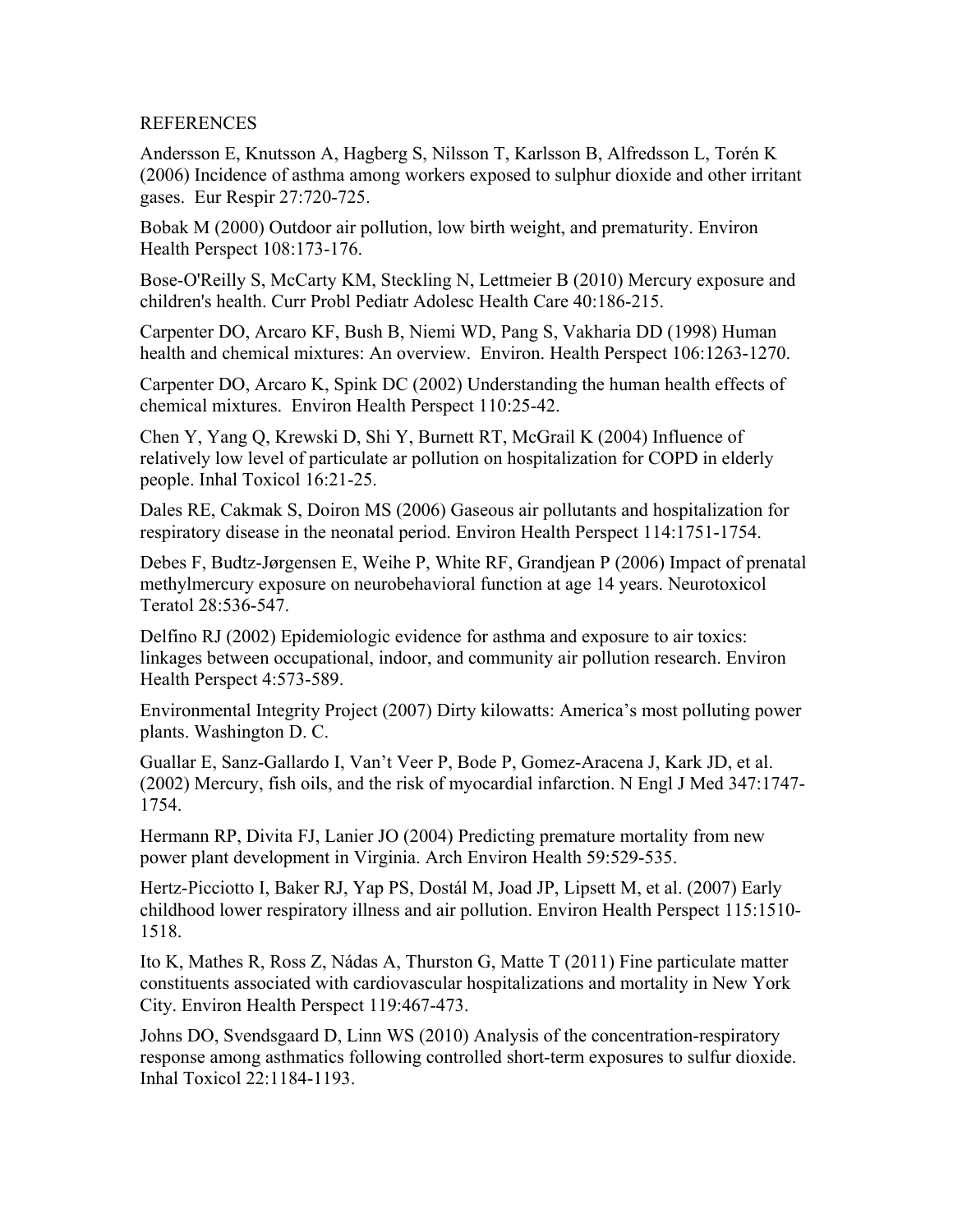REFERENCES

Andersson E, Knutsson A, Hagberg S, Nilsson T, Karlsson B, Alfredsson L, Torén K (2006) Incidence of asthma among workers exposed to sulphur dioxide and other irritant gases. Eur Respir 27:720-725.

Bobak M (2000) Outdoor air pollution, low birth weight, and prematurity. Environ Health Perspect 108:173-176.

Bose-O'Reilly S, McCarty KM, Steckling N, Lettmeier B (2010) Mercury exposure and children's health. Curr Probl Pediatr Adolesc Health Care 40:186-215.

Carpenter DO, Arcaro KF, Bush B, Niemi WD, Pang S, Vakharia DD (1998) Human health and chemical mixtures: An overview. Environ. Health Perspect 106:1263-1270.

Carpenter DO, Arcaro K, Spink DC (2002) Understanding the human health effects of chemical mixtures. Environ Health Perspect 110:25-42.

Chen Y, Yang Q, Krewski D, Shi Y, Burnett RT, McGrail K (2004) Influence of relatively low level of particulate ar pollution on hospitalization for COPD in elderly people. Inhal Toxicol 16:21-25.

Dales RE, Cakmak S, Doiron MS (2006) Gaseous air pollutants and hospitalization for respiratory disease in the neonatal period. Environ Health Perspect 114:1751-1754.

Debes F, Budtz-Jørgensen E, Weihe P, White RF, Grandjean P (2006) Impact of prenatal methylmercury exposure on neurobehavioral function at age 14 years. Neurotoxicol Teratol 28:536-547.

Delfino RJ (2002) Epidemiologic evidence for asthma and exposure to air toxics: linkages between occupational, indoor, and community air pollution research. Environ Health Perspect 4:573-589.

Environmental Integrity Project (2007) Dirty kilowatts: America's most polluting power plants. Washington D. C.

Guallar E, Sanz-Gallardo I, Van't Veer P, Bode P, Gomez-Aracena J, Kark JD, et al. (2002) Mercury, fish oils, and the risk of myocardial infarction. N Engl J Med 347:1747-1754.

Hermann RP, Divita FJ, Lanier JO (2004) Predicting premature mortality from new power plant development in Virginia. Arch Environ Health 59:529-535.

Hertz-Picciotto I, Baker RJ, Yap PS, Dostál M, Joad JP, Lipsett M, et al. (2007) Early childhood lower respiratory illness and air pollution. Environ Health Perspect 115:1510-1518.

Ito K, Mathes R, Ross Z, Nádas A, Thurston G, Matte T (2011) Fine particulate matter constituents associated with cardiovascular hospitalizations and mortality in New York City. Environ Health Perspect 119:467-473.

Johns DO, Svendsgaard D, Linn WS (2010) Analysis of the concentration-respiratory response among asthmatics following controlled short-term exposures to sulfur dioxide. Inhal Toxicol 22:1184-1193.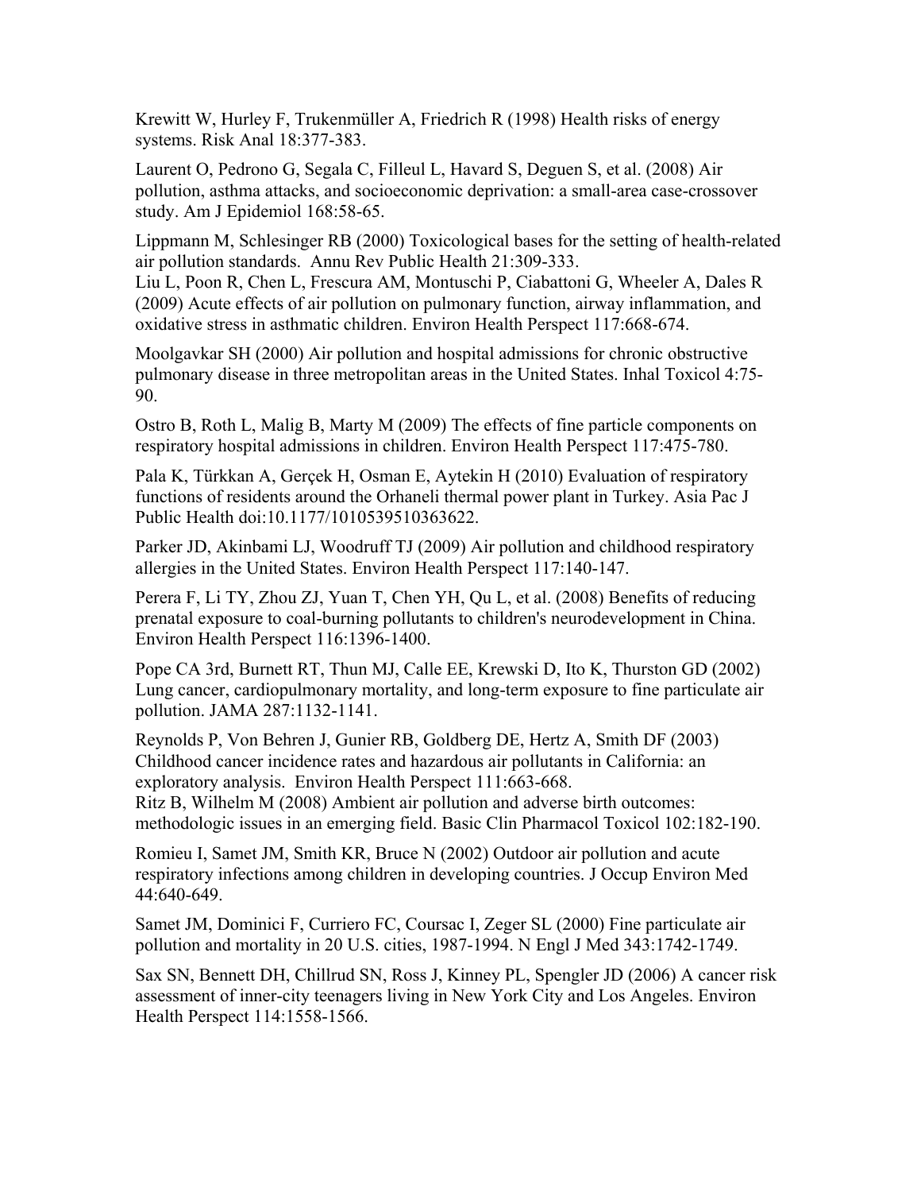Krewitt W, Hurley F, Trukenmüller A, Friedrich R (1998) Health risks of energy systems. Risk Anal 18:377-383.

Laurent O, Pedrono G, Segala C, Filleul L, Havard S, Deguen S, et al. (2008) Air pollution, asthma attacks, and socioeconomic deprivation: a small-area case-crossover study. Am J Epidemiol 168:58-65.

Lippmann M, Schlesinger RB (2000) Toxicological bases for the setting of health-related air pollution standards. Annu Rev Public Health 21:309-333.

Liu L, Poon R, Chen L, Frescura AM, Montuschi P, Ciabattoni G, Wheeler A, Dales R (2009) Acute effects of air pollution on pulmonary function, airway inflammation, and oxidative stress in asthmatic children. Environ Health Perspect 117:668-674.

Moolgavkar SH (2000) Air pollution and hospital admissions for chronic obstructive pulmonary disease in three metropolitan areas in the United States. Inhal Toxicol 4:75-90.

Ostro B, Roth L, Malig B, Marty M (2009) The effects of fine particle components on respiratory hospital admissions in children. Environ Health Perspect 117:475-780.

Pala K, Türkkan A, Gerçek H, Osman E, Aytekin H (2010) Evaluation of respiratory functions of residents around the Orhaneli thermal power plant in Turkey. Asia Pac J Public Health doi:10.1177/1010539510363622.

Parker JD, Akinbami LJ, Woodruff TJ (2009) Air pollution and childhood respiratory allergies in the United States. Environ Health Perspect 117:140-147.

Perera F, Li TY, Zhou ZJ, Yuan T, Chen YH, Qu L, et al. (2008) Benefits of reducing prenatal exposure to coal-burning pollutants to children's neurodevelopment in China. Environ Health Perspect 116:1396-1400.

Pope CA 3rd, Burnett RT, Thun MJ, Calle EE, Krewski D, Ito K, Thurston GD (2002) Lung cancer, cardiopulmonary mortality, and long-term exposure to fine particulate air pollution. JAMA 287:1132-1141.

Reynolds P, Von Behren J, Gunier RB, Goldberg DE, Hertz A, Smith DF (2003) Childhood cancer incidence rates and hazardous air pollutants in California: an exploratory analysis. Environ Health Perspect 111:663-668.

Ritz B, Wilhelm M (2008) Ambient air pollution and adverse birth outcomes: methodologic issues in an emerging field. Basic Clin Pharmacol Toxicol 102:182-190.

Romieu I, Samet JM, Smith KR, Bruce N (2002) Outdoor air pollution and acute respiratory infections among children in developing countries. J Occup Environ Med 44:640-649.

Samet JM, Dominici F, Curriero FC, Coursac I, Zeger SL (2000) Fine particulate air pollution and mortality in 20 U.S. cities, 1987-1994. N Engl J Med 343:1742-1749.

Sax SN, Bennett DH, Chillrud SN, Ross J, Kinney PL, Spengler JD (2006) A cancer risk assessment of inner-city teenagers living in New York City and Los Angeles. Environ Health Perspect 114:1558-1566.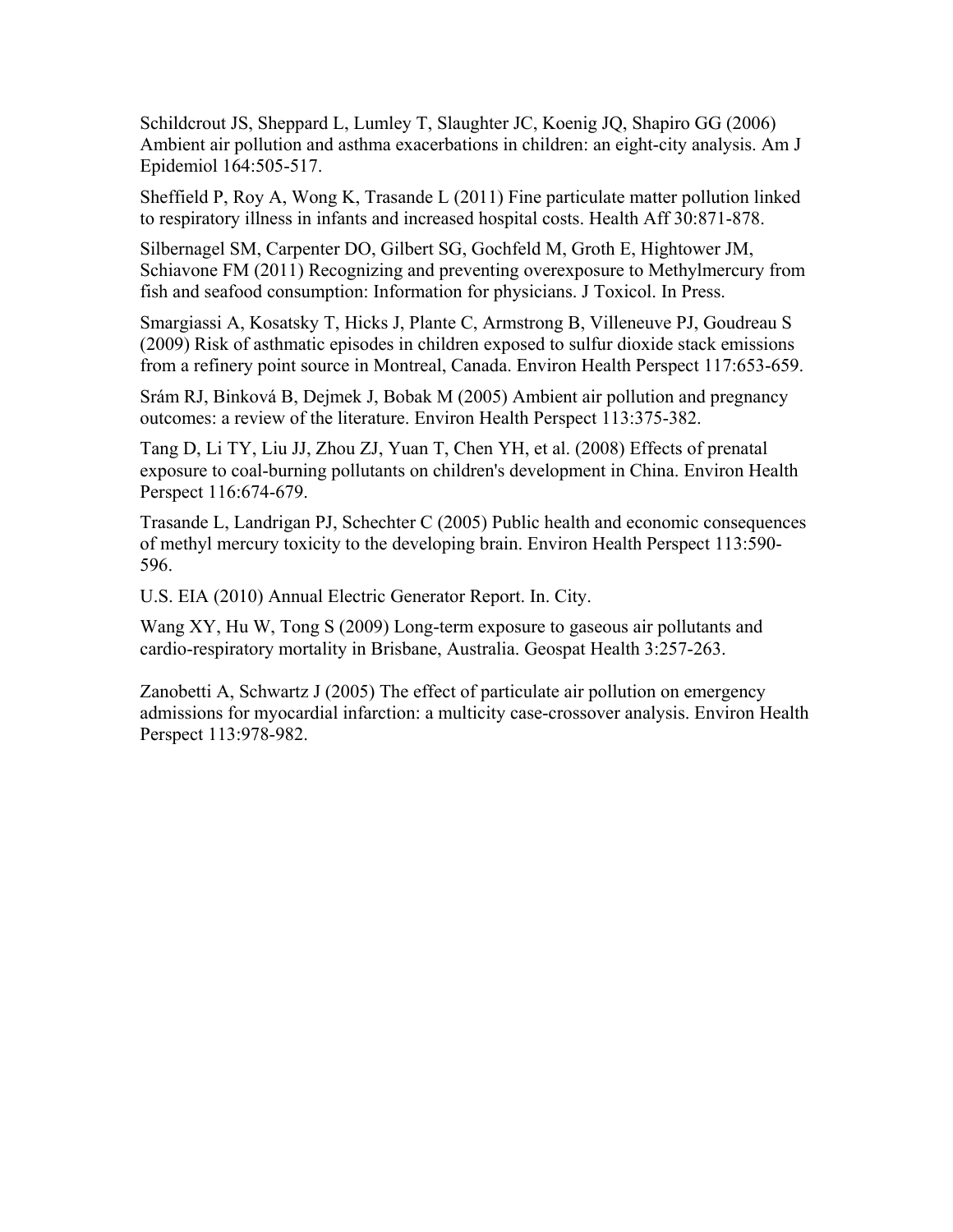Schildcrout JS, Sheppard L, Lumley T, Slaughter JC, Koenig JQ, Shapiro GG (2006) Ambient air pollution and asthma exacerbations in children: an eight-city analysis. Am J Epidemiol 164:505-517.

Sheffield P, Roy A, Wong K, Trasande L (2011) Fine particulate matter pollution linked to respiratory illness in infants and increased hospital costs. Health Aff 30:871-878.

Silbernagel SM, Carpenter DO, Gilbert SG, Gochfeld M, Groth E, Hightower JM, Schiavone FM (2011) Recognizing and preventing overexposure to Methylmercury from fish and seafood consumption: Information for physicians. J Toxicol. In Press.

Smargiassi A, Kosatsky T, Hicks J, Plante C, Armstrong B, Villeneuve PJ, Goudreau S (2009) Risk of asthmatic episodes in children exposed to sulfur dioxide stack emissions from a refinery point source in Montreal, Canada. Environ Health Perspect 117:653-659.

Srám RJ, Binková B, Dejmek J, Bobak M (2005) Ambient air pollution and pregnancy outcomes: a review of the literature. Environ Health Perspect 113:375-382.

Tang D, Li TY, Liu JJ, Zhou ZJ, Yuan T, Chen YH, et al. (2008) Effects of prenatal exposure to coal-burning pollutants on children's development in China. Environ Health Perspect 116:674-679.

Trasande L, Landrigan PJ, Schechter C (2005) Public health and economic consequences of methyl mercury toxicity to the developing brain. Environ Health Perspect 113:590-596.

U.S. EIA (2010) Annual Electric Generator Report. In. City.

Wang XY, Hu W, Tong S (2009) Long-term exposure to gaseous air pollutants and cardio-respiratory mortality in Brisbane, Australia. Geospat Health 3:257-263.

Zanobetti A, Schwartz J (2005) The effect of particulate air pollution on emergency admissions for myocardial infarction: a multicity case-crossover analysis. Environ Health Perspect 113:978-982.